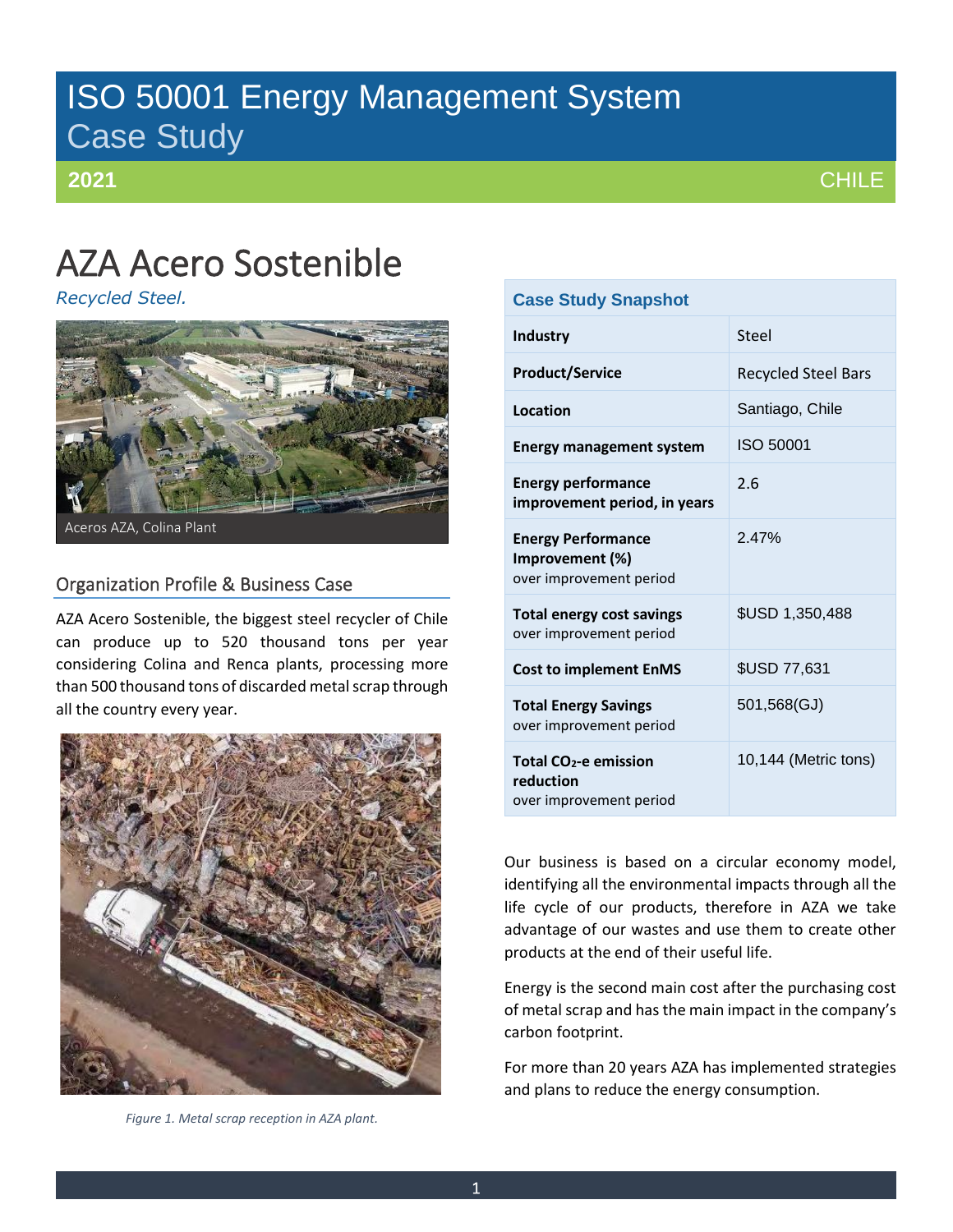# ISO 50001 Energy Management System
## Case Study

**2021** CHILE

# AZA Acero Sostenible

*Recycled Steel.*

Aceros AZA, Colina Plant

## Organization Profile & Business Case

AZA Acero Sostenible, the biggest steel recycler of Chile can produce up to 520 thousand tons per year considering Colina and Renca plants, processing more than 500 thousand tons of discarded metal scrap through all the country every year.

*Figure 1. Metal scrap reception in AZA plant.*

| Case Study Snapshot | |
|---|---|
| **Industry** | Steel |
| **Product/Service** | Recycled Steel Bars |
| **Location** | Santiago, Chile |
| **Energy management system** | ISO 50001 |
| **Energy performance improvement period, in years** | 2.6 |
| **Energy Performance Improvement (%)** over improvement period | 2.47% |
| **Total energy cost savings** over improvement period | $USD 1,350,488 |
| **Cost to implement EnMS** | $USD 77,631 |
| **Total Energy Savings** over improvement period | 501,568(GJ) |
| **Total $CO_2$-e emission reduction** over improvement period | 10,144 (Metric tons) |

Our business is based on a circular economy model, identifying all the environmental impacts through all the life cycle of our products, therefore in AZA we take advantage of our wastes and use them to create other products at the end of their useful life.

Energy is the second main cost after the purchasing cost of metal scrap and has the main impact in the company's carbon footprint.

For more than 20 years AZA has implemented strategies and plans to reduce the energy consumption.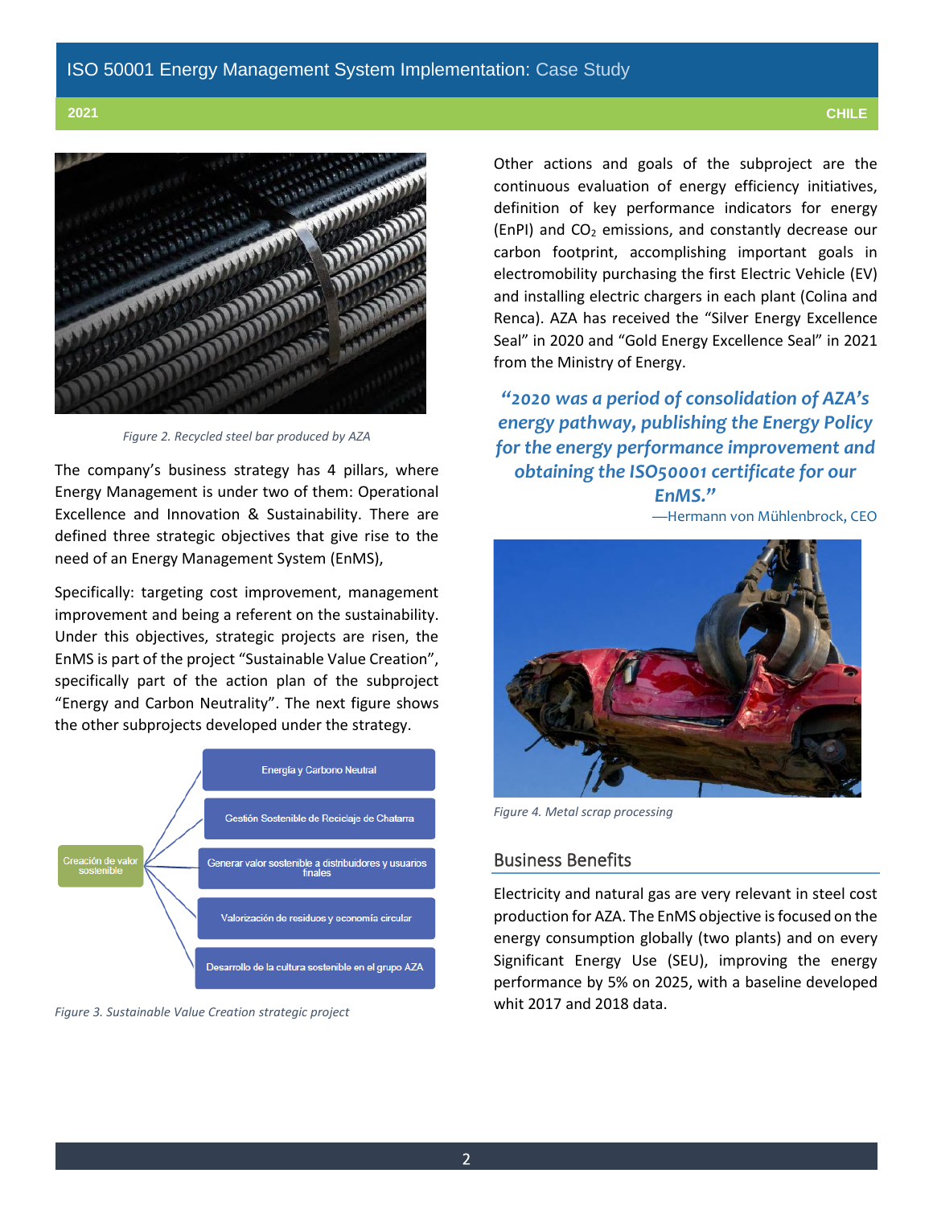Figure 2. Recycled steel bar produced by AZA

The company's business strategy has 4 pillars, where Energy Management is under two of them: Operational Excellence and Innovation & Sustainability. There are defined three strategic objectives that give rise to the need of an Energy Management System (EnMS),

Specifically: targeting cost improvement, management improvement and being a referent on the sustainability. Under this objectives, strategic projects are risen, the EnMS is part of the project "Sustainable Value Creation", specifically part of the action plan of the subproject "Energy and Carbon Neutrality". The next figure shows the other subprojects developed under the strategy.

- Creación de valor sostenible
  - Energía y Carbono Neutral
  - Gestión Sostenible de Reciclaje de Chatarra
  - Generar valor sostenible a distribuidores y usuarios finales
  - Valorización de residuos y economía circular
  - Desarrollo de la cultura sostenible en el grupo AZA

Figure 3. Sustainable Value Creation strategic project

Other actions and goals of the subproject are the continuous evaluation of energy efficiency initiatives, definition of key performance indicators for energy (EnPI) and $CO_2$ emissions, and constantly decrease our carbon footprint, accomplishing important goals in electromobility purchasing the first Electric Vehicle (EV) and installing electric chargers in each plant (Colina and Renca). AZA has received the "Silver Energy Excellence Seal" in 2020 and "Gold Energy Excellence Seal" in 2021 from the Ministry of Energy.

> ***"2020 was a period of consolidation of AZA's energy pathway, publishing the Energy Policy for the energy performance improvement and obtaining the ISO50001 certificate for our EnMS."***
>
> —Hermann von Mühlenbrock, CEO

Figure 4. Metal scrap processing

## Business Benefits

Electricity and natural gas are very relevant in steel cost production for AZA. The EnMS objective is focused on the energy consumption globally (two plants) and on every Significant Energy Use (SEU), improving the energy performance by 5% on 2025, with a baseline developed whit 2017 and 2018 data.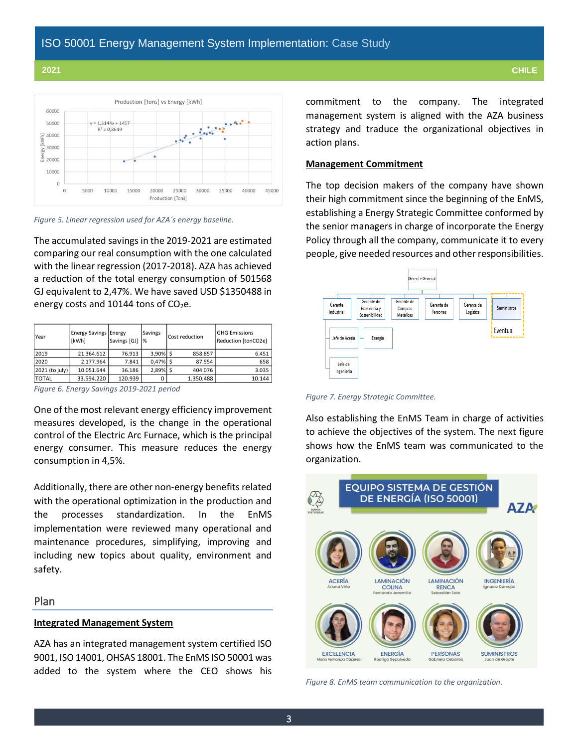*Figure 5. Linear regression used for AZA´s energy baseline.*

The accumulated savings in the 2019-2021 are estimated comparing our real consumption with the one calculated with the linear regression (2017-2018). AZA has achieved a reduction of the total energy consumption of 501568 GJ equivalent to 2,47%. We have saved USD $1350488 in energy costs and 10144 tons of $CO_2$e.

| Year | Energy Savings [kWh] | Energy Savings [GJ] | Savings % | Cost reduction | GHG Emissions Reduction [tonCO2e] |
|---|---|---|---|---|---|
| 2019 | 21.364.612 | 76.913 | 3,90% | $ 858.857 | 6.451 |
| 2020 | 2.177.964 | 7.841 | 0,47% | $ 87.554 | 658 |
| 2021 (to july) | 10.051.644 | 36.186 | 2,89% | $ 404.076 | 3.035 |
| TOTAL | 33.594.220 | 120.939 | 0 | 1.350.488 | 10.144 |

*Figure 6. Energy Savings 2019-2021 period*

One of the most relevant energy efficiency improvement measures developed, is the change in the operational control of the Electric Arc Furnace, which is the principal energy consumer. This measure reduces the energy consumption in 4,5%.

Additionally, there are other non-energy benefits related with the operational optimization in the production and the processes standardization. In the EnMS implementation were reviewed many operational and maintenance procedures, simplifying, improving and including new topics about quality, environment and safety.

## Plan

**Integrated Management System**

AZA has an integrated management system certified ISO 9001, ISO 14001, OHSAS 18001. The EnMS ISO 50001 was added to the system where the CEO shows his commitment to the company. The integrated management system is aligned with the AZA business strategy and traduce the organizational objectives in action plans.

**Management Commitment**

The top decision makers of the company have shown their high commitment since the beginning of the EnMS, establishing a Energy Strategic Committee conformed by the senior managers in charge of incorporate the Energy Policy through all the company, communicate it to every people, give needed resources and other responsibilities.

*Figure 7. Energy Strategic Committee.*

Also establishing the EnMS Team in charge of activities to achieve the objectives of the system. The next figure shows how the EnMS team was communicated to the organization.

*Figure 8. EnMS team communication to the organization.*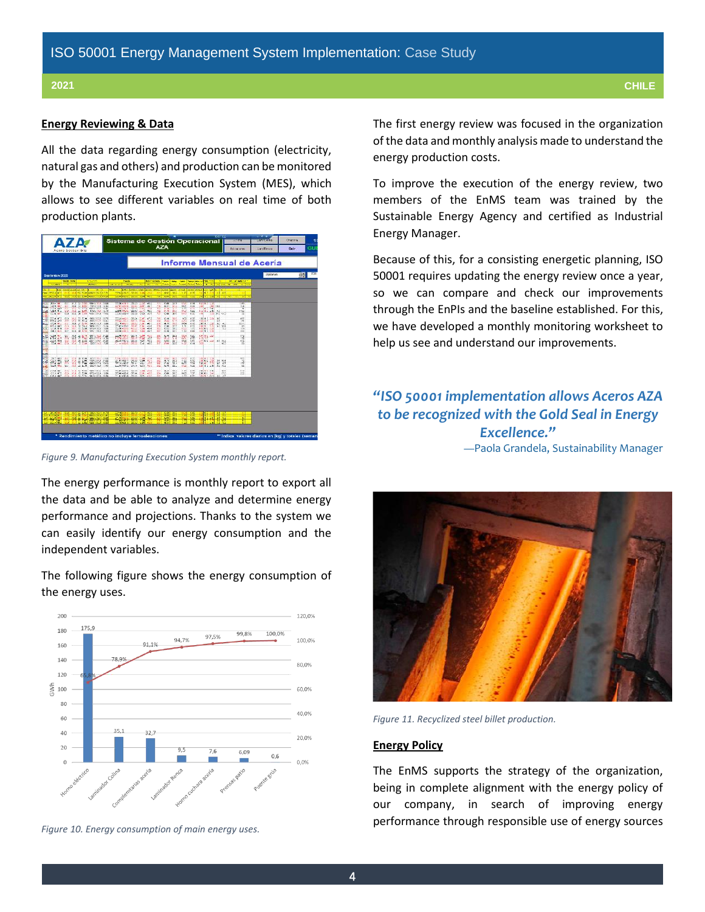## Energy Reviewing & Data

All the data regarding energy consumption (electricity, natural gas and others) and production can be monitored by the Manufacturing Execution System (MES), which allows to see different variables on real time of both production plants.

*Figure 9. Manufacturing Execution System monthly report.*

The energy performance is monthly report to export all the data and be able to analyze and determine energy performance and projections. Thanks to the system we can easily identify our energy consumption and the independent variables.

The following figure shows the energy consumption of the energy uses.

*Figure 10. Energy consumption of main energy uses.*

The first energy review was focused in the organization of the data and monthly analysis made to understand the energy production costs.

To improve the execution of the energy review, two members of the EnMS team was trained by the Sustainable Energy Agency and certified as Industrial Energy Manager.

Because of this, for a consisting energetic planning, ISO 50001 requires updating the energy review once a year, so we can compare and check our improvements through the EnPIs and the baseline established. For this, we have developed a monthly monitoring worksheet to help us see and understand our improvements.

> ***"ISO 50001 implementation allows Aceros AZA to be recognized with the Gold Seal in Energy Excellence."***
>
> —Paola Grandela, Sustainability Manager

*Figure 11. Recyclized steel billet production.*

## Energy Policy

The EnMS supports the strategy of the organization, being in complete alignment with the energy policy of our company, in search of improving energy performance through responsible use of energy sources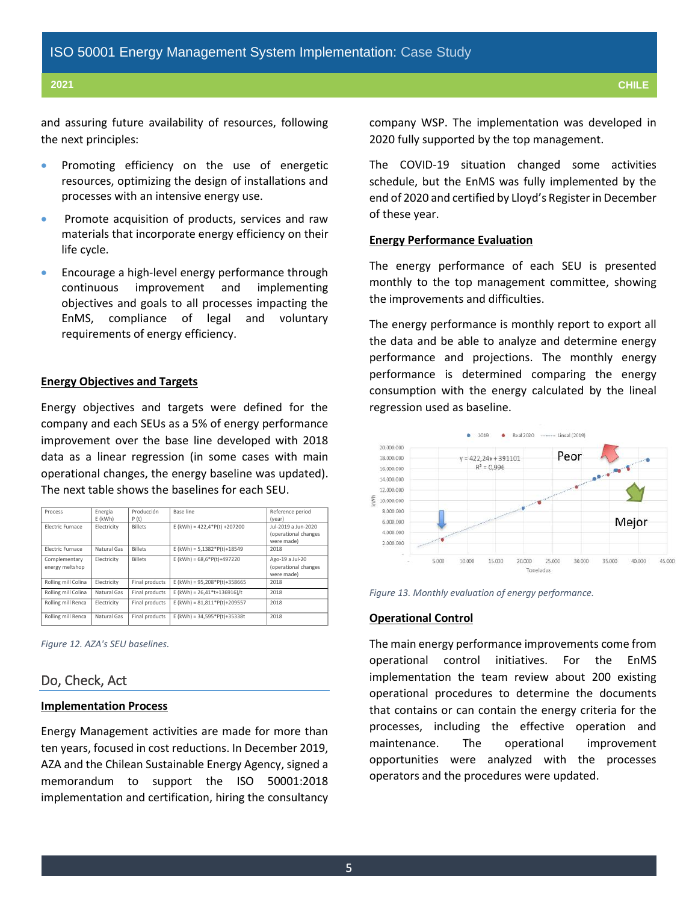and assuring future availability of resources, following the next principles:

- Promoting efficiency on the use of energetic resources, optimizing the design of installations and processes with an intensive energy use.
- Promote acquisition of products, services and raw materials that incorporate energy efficiency on their life cycle.
- Encourage a high-level energy performance through continuous improvement and implementing objectives and goals to all processes impacting the EnMS, compliance of legal and voluntary requirements of energy efficiency.

**Energy Objectives and Targets**

Energy objectives and targets were defined for the company and each SEUs as a 5% of energy performance improvement over the base line developed with 2018 data as a linear regression (in some cases with main operational changes, the energy baseline was updated). The next table shows the baselines for each SEU.

| Process | Energía E (kWh) | Producción P (t) | Base line | Reference period (year) |
|---|---|---|---|---|
| Electric Furnace | Electricity | Billets | E (kWh) = 422,4*P(t) +207200 | Jul-2019 a Jun-2020 (operational changes were made) |
| Electric Furnace | Natural Gas | Billets | E (kWh) = 5,1382*P(t)+18549 | 2018 |
| Complementary energy meltshop | Electricity | Billets | E (kWh) = 68,6*P(t)+497220 | Ago-19 a Jul-20 (operational changes were made) |
| Rolling mill Colina | Electricity | Final products | E (kWh) = 95,208*P(t)+358665 | 2018 |
| Rolling mill Colina | Natural Gas | Final products | E (kWh) = 26,41*t+136916)/t | 2018 |
| Rolling mill Renca | Electricity | Final products | E (kWh) = 81,811*P(t)+209557 | 2018 |
| Rolling mill Renca | Natural Gas | Final products | E (kWh) = 34,595*P(t)+35338t | 2018 |

*Figure 12. AZA's SEU baselines.*

## Do, Check, Act

**Implementation Process**

Energy Management activities are made for more than ten years, focused in cost reductions. In December 2019, AZA and the Chilean Sustainable Energy Agency, signed a memorandum to support the ISO 50001:2018 implementation and certification, hiring the consultancy company WSP. The implementation was developed in 2020 fully supported by the top management.

The COVID-19 situation changed some activities schedule, but the EnMS was fully implemented by the end of 2020 and certified by Lloyd's Register in December of these year.

**Energy Performance Evaluation**

The energy performance of each SEU is presented monthly to the top management committee, showing the improvements and difficulties.

The energy performance is monthly report to export all the data and be able to analyze and determine energy performance and projections. The monthly energy performance is determined comparing the energy consumption with the energy calculated by the lineal regression used as baseline.

*Figure 13. Monthly evaluation of energy performance.*

**Operational Control**

The main energy performance improvements come from operational control initiatives. For the EnMS implementation the team review about 200 existing operational procedures to determine the documents that contains or can contain the energy criteria for the processes, including the effective operation and maintenance. The operational improvement opportunities were analyzed with the processes operators and the procedures were updated.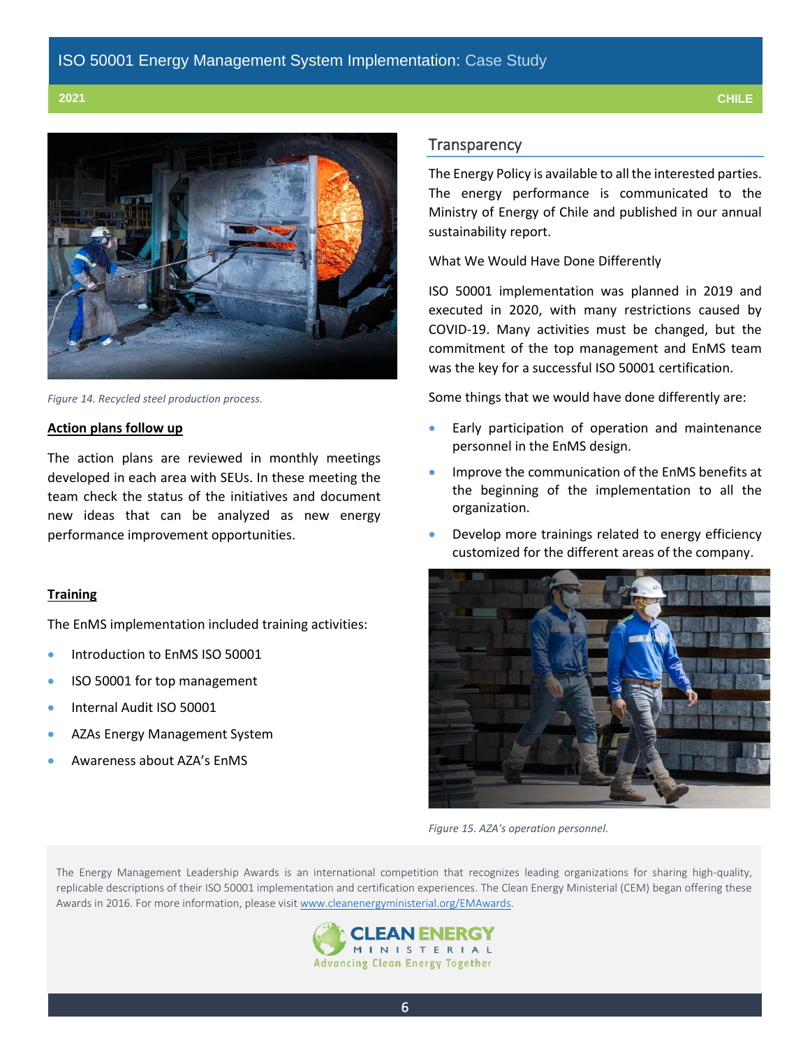Figure 14. Recycled steel production process.

**Action plans follow up**

The action plans are reviewed in monthly meetings developed in each area with SEUs. In these meeting the team check the status of the initiatives and document new ideas that can be analyzed as new energy performance improvement opportunities.

**Training**

The EnMS implementation included training activities:

- Introduction to EnMS ISO 50001
- ISO 50001 for top management
- Internal Audit ISO 50001
- AZAs Energy Management System
- Awareness about AZA's EnMS

## Transparency

The Energy Policy is available to all the interested parties. The energy performance is communicated to the Ministry of Energy of Chile and published in our annual sustainability report.

What We Would Have Done Differently

ISO 50001 implementation was planned in 2019 and executed in 2020, with many restrictions caused by COVID-19. Many activities must be changed, but the commitment of the top management and EnMS team was the key for a successful ISO 50001 certification.

Some things that we would have done differently are:

- Early participation of operation and maintenance personnel in the EnMS design.
- Improve the communication of the EnMS benefits at the beginning of the implementation to all the organization.
- Develop more trainings related to energy efficiency customized for the different areas of the company.

Figure 15. AZA's operation personnel.

The Energy Management Leadership Awards is an international competition that recognizes leading organizations for sharing high-quality, replicable descriptions of their ISO 50001 implementation and certification experiences. The Clean Energy Ministerial (CEM) began offering these Awards in 2016. For more information, please visit www.cleanenergyministerial.org/EMAwards.

CLEAN ENERGY MINISTERIAL
Advancing Clean Energy Together